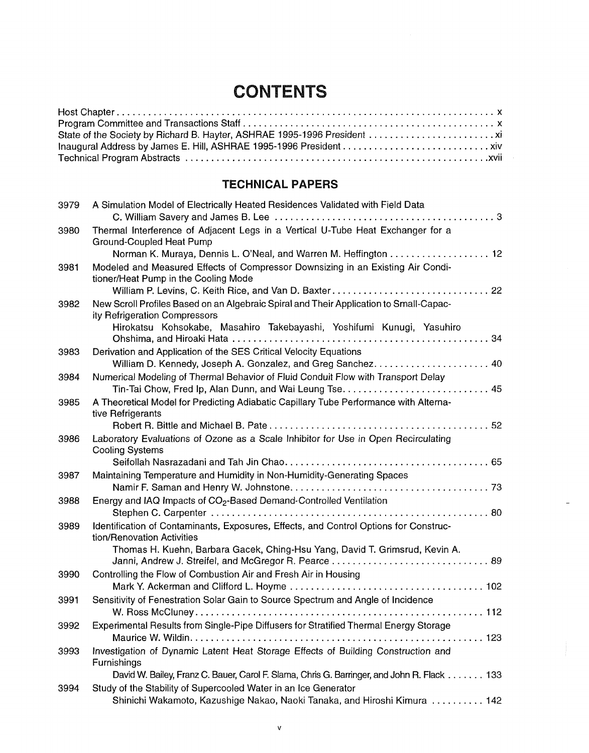# CONTENTS

Host Chapter . . . . . . . . . . . . . . . . . . . . . . . . . . . . . . . . . . . . . . . . . . . . . . . . . . . . . . . . . . . . . . . . . . . . . . . . . x
Program Committee and Transactions Staff . . . . . . . . . . . . . . . . . . . . . . . . . . . . . . . . . . . . . . . . . . . . . . . . . x
State of the Society by Richard B. Hayter, ASHRAE 1995-1996 President . . . . . . . . . . . . . . . . . . . . . . . . xi
Inaugural Address by James E. Hill, ASHRAE 1995-1996 President . . . . . . . . . . . . . . . . . . . . . . . . . . . . xiv
Technical Program Abstracts . . . . . . . . . . . . . . . . . . . . . . . . . . . . . . . . . . . . . . . . . . . . . . . . . . . . . . . . . .xvii

## TECHNICAL PAPERS

3979 A Simulation Model of Electrically Heated Residences Validated with Field Data
C. William Savery and James B. Lee . . . . . . . . . . . . . . . . . . . . . . . . . . . . . . . . . . . . . . . . . . 3

3980 Thermal Interference of Adjacent Legs in a Vertical U-Tube Heat Exchanger for a Ground-Coupled Heat Pump
Norman K. Muraya, Dennis L. O'Neal, and Warren M. Heffington . . . . . . . . . . . . . . . . . . . 12

3981 Modeled and Measured Effects of Compressor Downsizing in an Existing Air Conditioner/Heat Pump in the Cooling Mode
William P. Levins, C. Keith Rice, and Van D. Baxter . . . . . . . . . . . . . . . . . . . . . . . . . . . . . . 22

3982 New Scroll Profiles Based on an Algebraic Spiral and Their Application to Small-Capacity Refrigeration Compressors
Hirokatsu Kohsokabe, Masahiro Takebayashi, Yoshifumi Kunugi, Yasuhiro Ohshima, and Hiroaki Hata . . . . . . . . . . . . . . . . . . . . . . . . . . . . . . . . . . . . . . . . . . . . . . . . 34

3983 Derivation and Application of the SES Critical Velocity Equations
William D. Kennedy, Joseph A. Gonzalez, and Greg Sanchez. . . . . . . . . . . . . . . . . . . . . . 40

3984 Numerical Modeling of Thermal Behavior of Fluid Conduit Flow with Transport Delay
Tin-Tai Chow, Fred Ip, Alan Dunn, and Wai Leung Tse. . . . . . . . . . . . . . . . . . . . . . . . . . . . 45

3985 A Theoretical Model for Predicting Adiabatic Capillary Tube Performance with Alternative Refrigerants
Robert R. Bittle and Michael B. Pate . . . . . . . . . . . . . . . . . . . . . . . . . . . . . . . . . . . . . . . . . . 52

3986 Laboratory Evaluations of Ozone as a Scale Inhibitor for Use in Open Recirculating Cooling Systems
Seifollah Nasrazadani and Tah Jin Chao. . . . . . . . . . . . . . . . . . . . . . . . . . . . . . . . . . . . . . . 65

3987 Maintaining Temperature and Humidity in Non-Humidity-Generating Spaces
Namir F. Saman and Henry W. Johnstone. . . . . . . . . . . . . . . . . . . . . . . . . . . . . . . . . . . . . . 73

3988 Energy and IAQ Impacts of $CO_2$-Based Demand-Controlled Ventilation
Stephen C. Carpenter . . . . . . . . . . . . . . . . . . . . . . . . . . . . . . . . . . . . . . . . . . . . . . . . . . . . . 80

3989 Identification of Contaminants, Exposures, Effects, and Control Options for Construction/Renovation Activities
Thomas H. Kuehn, Barbara Gacek, Ching-Hsu Yang, David T. Grimsrud, Kevin A. Janni, Andrew J. Streifel, and McGregor R. Pearce . . . . . . . . . . . . . . . . . . . . . . . . . . . . . . 89

3990 Controlling the Flow of Combustion Air and Fresh Air in Housing
Mark Y. Ackerman and Clifford L. Hoyme . . . . . . . . . . . . . . . . . . . . . . . . . . . . . . . . . . . . 102

3991 Sensitivity of Fenestration Solar Gain to Source Spectrum and Angle of Incidence
W. Ross McCluney. . . . . . . . . . . . . . . . . . . . . . . . . . . . . . . . . . . . . . . . . . . . . . . . . . . . . . . 112

3992 Experimental Results from Single-Pipe Diffusers for Stratified Thermal Energy Storage
Maurice W. Wildin. . . . . . . . . . . . . . . . . . . . . . . . . . . . . . . . . . . . . . . . . . . . . . . . . . . . . . . . 123

3993 Investigation of Dynamic Latent Heat Storage Effects of Building Construction and Furnishings
David W. Bailey, Franz C. Bauer, Carol F. Slama, Chris G. Barringer, and John R. Flack . . . . . . . 133

3994 Study of the Stability of Supercooled Water in an Ice Generator
Shinichi Wakamoto, Kazushige Nakao, Naoki Tanaka, and Hiroshi Kimura . . . . . . . . . . 142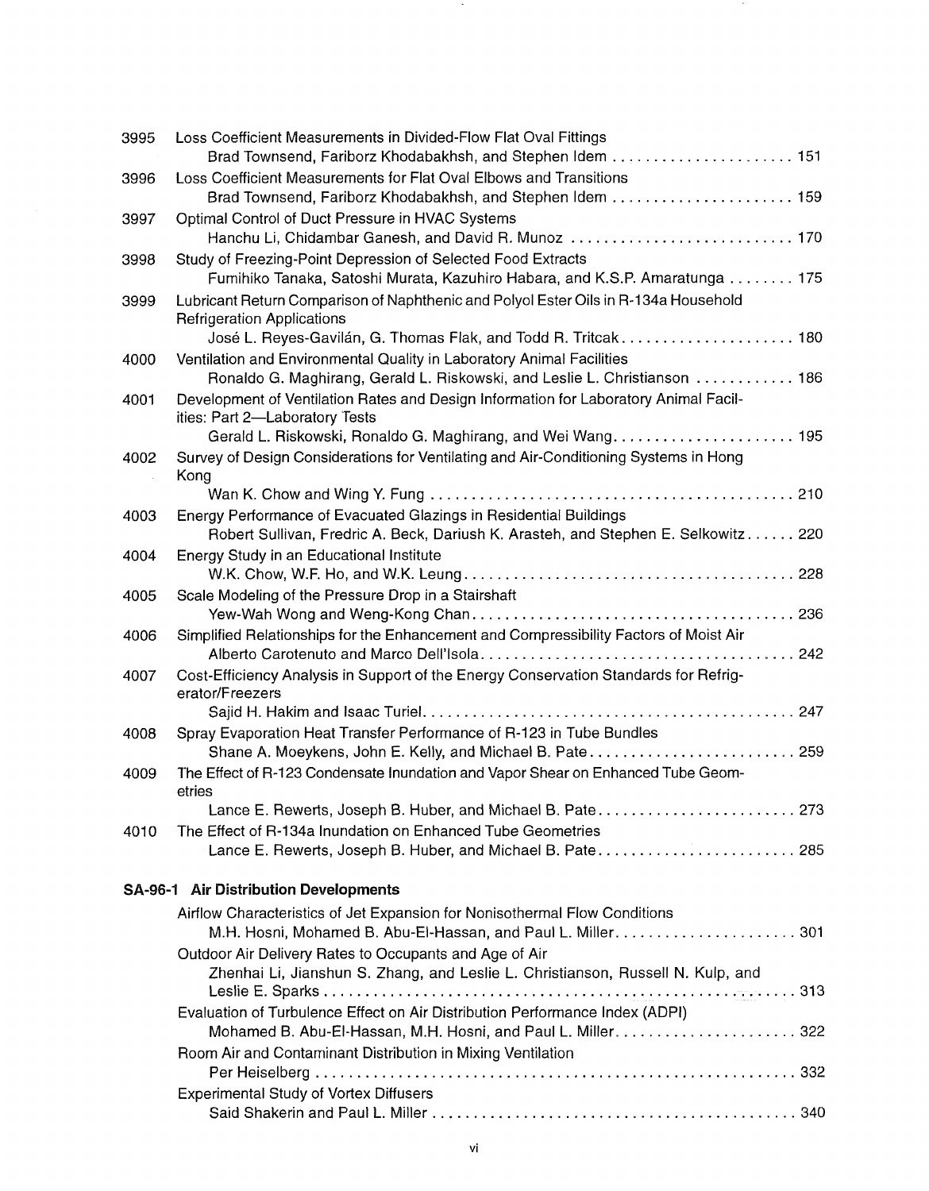3995 Loss Coefficient Measurements in Divided-Flow Flat Oval Fittings
Brad Townsend, Fariborz Khodabakhsh, and Stephen Idem ........................ 151

3996 Loss Coefficient Measurements for Flat Oval Elbows and Transitions
Brad Townsend, Fariborz Khodabakhsh, and Stephen Idem ........................ 159

3997 Optimal Control of Duct Pressure in HVAC Systems
Hanchu Li, Chidambar Ganesh, and David R. Munoz ............................ 170

3998 Study of Freezing-Point Depression of Selected Food Extracts
Fumihiko Tanaka, Satoshi Murata, Kazuhiro Habara, and K.S.P. Amaratunga ........ 175

3999 Lubricant Return Comparison of Naphthenic and Polyol Ester Oils in R-134a Household Refrigeration Applications
José L. Reyes-Gavilán, G. Thomas Flak, and Todd R. Tritcak...................... 180

4000 Ventilation and Environmental Quality in Laboratory Animal Facilities
Ronaldo G. Maghirang, Gerald L. Riskowski, and Leslie L. Christianson ............ 186

4001 Development of Ventilation Rates and Design Information for Laboratory Animal Facilities: Part 2—Laboratory Tests
Gerald L. Riskowski, Ronaldo G. Maghirang, and Wei Wang....................... 195

4002 Survey of Design Considerations for Ventilating and Air-Conditioning Systems in Hong Kong
Wan K. Chow and Wing Y. Fung ............................................ 210

4003 Energy Performance of Evacuated Glazings in Residential Buildings
Robert Sullivan, Fredric A. Beck, Dariush K. Arasteh, and Stephen E. Selkowitz...... 220

4004 Energy Study in an Educational Institute
W.K. Chow, W.F. Ho, and W.K. Leung........................................ 228

4005 Scale Modeling of the Pressure Drop in a Stairshaft
Yew-Wah Wong and Weng-Kong Chan........................................ 236

4006 Simplified Relationships for the Enhancement and Compressibility Factors of Moist Air
Alberto Carotenuto and Marco Dell'Isola....................................... 242

4007 Cost-Efficiency Analysis in Support of the Energy Conservation Standards for Refrigerator/Freezers
Sajid H. Hakim and Isaac Turiel............................................. 247

4008 Spray Evaporation Heat Transfer Performance of R-123 in Tube Bundles
Shane A. Moeykens, John E. Kelly, and Michael B. Pate.......................... 259

4009 The Effect of R-123 Condensate Inundation and Vapor Shear on Enhanced Tube Geometries
Lance E. Rewerts, Joseph B. Huber, and Michael B. Pate......................... 273

4010 The Effect of R-134a Inundation on Enhanced Tube Geometries
Lance E. Rewerts, Joseph B. Huber, and Michael B. Pate......................... 285

## SA-96-1 Air Distribution Developments

Airflow Characteristics of Jet Expansion for Nonisothermal Flow Conditions
M.H. Hosni, Mohamed B. Abu-El-Hassan, and Paul L. Miller....................... 301

Outdoor Air Delivery Rates to Occupants and Age of Air
Zhenhai Li, Jianshun S. Zhang, and Leslie L. Christianson, Russell N. Kulp, and Leslie E. Sparks ............................................................ 313

Evaluation of Turbulence Effect on Air Distribution Performance Index (ADPI)
Mohamed B. Abu-El-Hassan, M.H. Hosni, and Paul L. Miller....................... 322

Room Air and Contaminant Distribution in Mixing Ventilation
Per Heiselberg ............................................................ 332

Experimental Study of Vortex Diffusers
Said Shakerin and Paul L. Miller ............................................ 340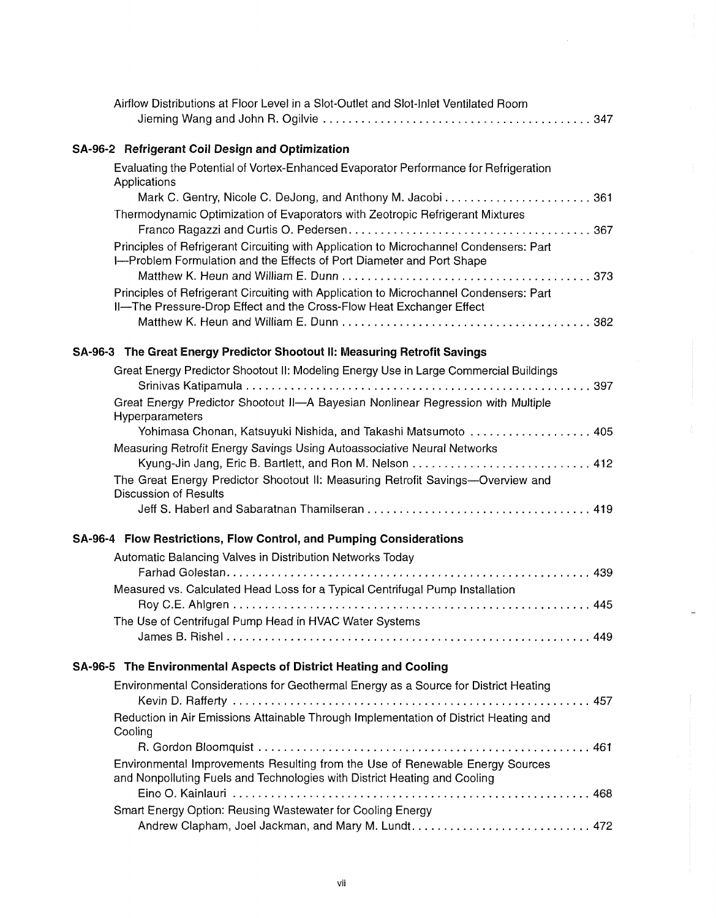Airflow Distributions at Floor Level in a Slot-Outlet and Slot-Inlet Ventilated Room
Jieming Wang and John R. Ogilvie . . . . . . . . . . . . . . . . . . . . . . . . . . . . . . . . . . . . . . . . . . 347

## SA-96-2 Refrigerant Coil Design and Optimization

Evaluating the Potential of Vortex-Enhanced Evaporator Performance for Refrigeration Applications
Mark C. Gentry, Nicole C. DeJong, and Anthony M. Jacobi . . . . . . . . . . . . . . . . . . . . . . . 361

Thermodynamic Optimization of Evaporators with Zeotropic Refrigerant Mixtures
Franco Ragazzi and Curtis O. Pedersen. . . . . . . . . . . . . . . . . . . . . . . . . . . . . . . . . . . . . . 367

Principles of Refrigerant Circuiting with Application to Microchannel Condensers: Part I—Problem Formulation and the Effects of Port Diameter and Port Shape
Matthew K. Heun and William E. Dunn . . . . . . . . . . . . . . . . . . . . . . . . . . . . . . . . . . . . . . 373

Principles of Refrigerant Circuiting with Application to Microchannel Condensers: Part II—The Pressure-Drop Effect and the Cross-Flow Heat Exchanger Effect
Matthew K. Heun and William E. Dunn . . . . . . . . . . . . . . . . . . . . . . . . . . . . . . . . . . . . . . 382

## SA-96-3 The Great Energy Predictor Shootout II: Measuring Retrofit Savings

Great Energy Predictor Shootout II: Modeling Energy Use in Large Commercial Buildings
Srinivas Katipamula . . . . . . . . . . . . . . . . . . . . . . . . . . . . . . . . . . . . . . . . . . . . . . . . . . . . . 397

Great Energy Predictor Shootout II—A Bayesian Nonlinear Regression with Multiple Hyperparameters
Yohimasa Chonan, Katsuyuki Nishida, and Takashi Matsumoto . . . . . . . . . . . . . . . . . . . 405

Measuring Retrofit Energy Savings Using Autoassociative Neural Networks
Kyung-Jin Jang, Eric B. Bartlett, and Ron M. Nelson . . . . . . . . . . . . . . . . . . . . . . . . . . . . 412

The Great Energy Predictor Shootout II: Measuring Retrofit Savings—Overview and Discussion of Results
Jeff S. Haberl and Sabaratnan Thamilseran . . . . . . . . . . . . . . . . . . . . . . . . . . . . . . . . . . . 419

## SA-96-4 Flow Restrictions, Flow Control, and Pumping Considerations

Automatic Balancing Valves in Distribution Networks Today
Farhad Golestan. . . . . . . . . . . . . . . . . . . . . . . . . . . . . . . . . . . . . . . . . . . . . . . . . . . . . . . . 439

Measured vs. Calculated Head Loss for a Typical Centrifugal Pump Installation
Roy C.E. Ahlgren . . . . . . . . . . . . . . . . . . . . . . . . . . . . . . . . . . . . . . . . . . . . . . . . . . . . . . . . 445

The Use of Centrifugal Pump Head in HVAC Water Systems
James B. Rishel . . . . . . . . . . . . . . . . . . . . . . . . . . . . . . . . . . . . . . . . . . . . . . . . . . . . . . . . . 449

## SA-96-5 The Environmental Aspects of District Heating and Cooling

Environmental Considerations for Geothermal Energy as a Source for District Heating
Kevin D. Rafferty . . . . . . . . . . . . . . . . . . . . . . . . . . . . . . . . . . . . . . . . . . . . . . . . . . . . . . . . 457

Reduction in Air Emissions Attainable Through Implementation of District Heating and Cooling
R. Gordon Bloomquist . . . . . . . . . . . . . . . . . . . . . . . . . . . . . . . . . . . . . . . . . . . . . . . . . . . . 461

Environmental Improvements Resulting from the Use of Renewable Energy Sources and Nonpolluting Fuels and Technologies with District Heating and Cooling
Eino O. Kainlauri . . . . . . . . . . . . . . . . . . . . . . . . . . . . . . . . . . . . . . . . . . . . . . . . . . . . . . . . 468

Smart Energy Option: Reusing Wastewater for Cooling Energy
Andrew Clapham, Joel Jackman, and Mary M. Lundt. . . . . . . . . . . . . . . . . . . . . . . . . . . . 472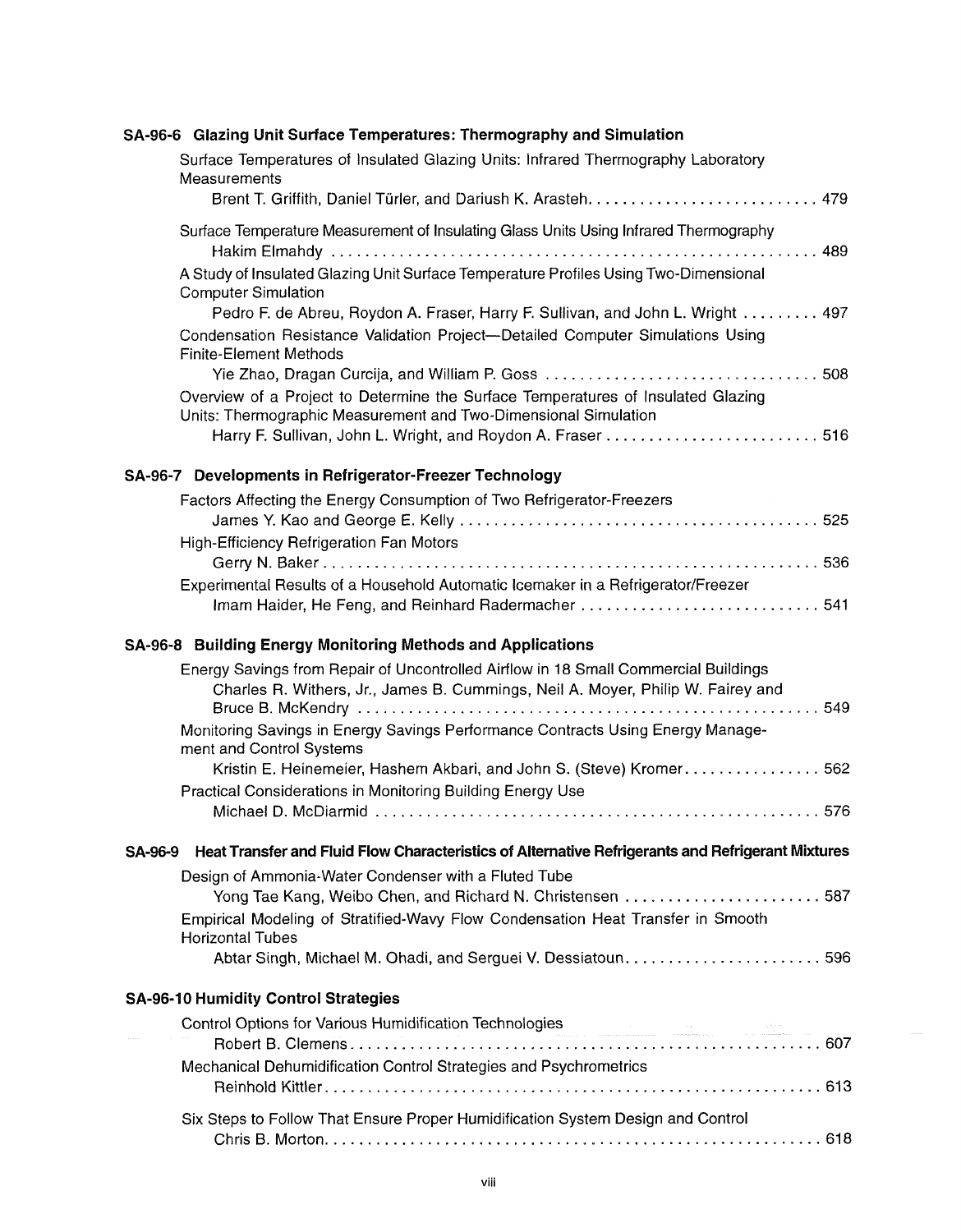## SA-96-6 Glazing Unit Surface Temperatures: Thermography and Simulation

Surface Temperatures of Insulated Glazing Units: Infrared Thermography Laboratory Measurements
Brent T. Griffith, Daniel Türler, and Dariush K. Arasteh. . . . . . . . . . . . . . . . . . . . . . . . . . . 479

Surface Temperature Measurement of Insulating Glass Units Using Infrared Thermography
Hakim Elmahdy . . . . . . . . . . . . . . . . . . . . . . . . . . . . . . . . . . . . . . . . . . . . . . . . . . . . . . . . . 489

A Study of Insulated Glazing Unit Surface Temperature Profiles Using Two-Dimensional Computer Simulation
Pedro F. de Abreu, Roydon A. Fraser, Harry F. Sullivan, and John L. Wright . . . . . . . . . 497

Condensation Resistance Validation Project—Detailed Computer Simulations Using Finite-Element Methods
Yie Zhao, Dragan Curcija, and William P. Goss . . . . . . . . . . . . . . . . . . . . . . . . . . . . . . . . 508

Overview of a Project to Determine the Surface Temperatures of Insulated Glazing Units: Thermographic Measurement and Two-Dimensional Simulation
Harry F. Sullivan, John L. Wright, and Roydon A. Fraser . . . . . . . . . . . . . . . . . . . . . . . . . 516

## SA-96-7 Developments in Refrigerator-Freezer Technology

Factors Affecting the Energy Consumption of Two Refrigerator-Freezers
James Y. Kao and George E. Kelly . . . . . . . . . . . . . . . . . . . . . . . . . . . . . . . . . . . . . . . . . . 525

High-Efficiency Refrigeration Fan Motors
Gerry N. Baker . . . . . . . . . . . . . . . . . . . . . . . . . . . . . . . . . . . . . . . . . . . . . . . . . . . . . . . . . . . 536

Experimental Results of a Household Automatic Icemaker in a Refrigerator/Freezer
Imam Haider, He Feng, and Reinhard Radermacher . . . . . . . . . . . . . . . . . . . . . . . . . . . . 541

## SA-96-8 Building Energy Monitoring Methods and Applications

Energy Savings from Repair of Uncontrolled Airflow in 18 Small Commercial Buildings
Charles R. Withers, Jr., James B. Cummings, Neil A. Moyer, Philip W. Fairey and Bruce B. McKendry . . . . . . . . . . . . . . . . . . . . . . . . . . . . . . . . . . . . . . . . . . . . . . . . . . . . . 549

Monitoring Savings in Energy Savings Performance Contracts Using Energy Management and Control Systems
Kristin E. Heinemeier, Hashem Akbari, and John S. (Steve) Kromer. . . . . . . . . . . . . . . . 562

Practical Considerations in Monitoring Building Energy Use
Michael D. McDiarmid . . . . . . . . . . . . . . . . . . . . . . . . . . . . . . . . . . . . . . . . . . . . . . . . . . . . 576

## SA-96-9 Heat Transfer and Fluid Flow Characteristics of Alternative Refrigerants and Refrigerant Mixtures

Design of Ammonia-Water Condenser with a Fluted Tube
Yong Tae Kang, Weibo Chen, and Richard N. Christensen . . . . . . . . . . . . . . . . . . . . . . . 587

Empirical Modeling of Stratified-Wavy Flow Condensation Heat Transfer in Smooth Horizontal Tubes
Abtar Singh, Michael M. Ohadi, and Serguei V. Dessiatoun. . . . . . . . . . . . . . . . . . . . . . . 596

## SA-96-10 Humidity Control Strategies

Control Options for Various Humidification Technologies
Robert B. Clemens. . . . . . . . . . . . . . . . . . . . . . . . . . . . . . . . . . . . . . . . . . . . . . . . . . . . . . . . 607

Mechanical Dehumidification Control Strategies and Psychrometrics
Reinhold Kittler. . . . . . . . . . . . . . . . . . . . . . . . . . . . . . . . . . . . . . . . . . . . . . . . . . . . . . . . . . . 613

Six Steps to Follow That Ensure Proper Humidification System Design and Control
Chris B. Morton. . . . . . . . . . . . . . . . . . . . . . . . . . . . . . . . . . . . . . . . . . . . . . . . . . . . . . . . . . . 618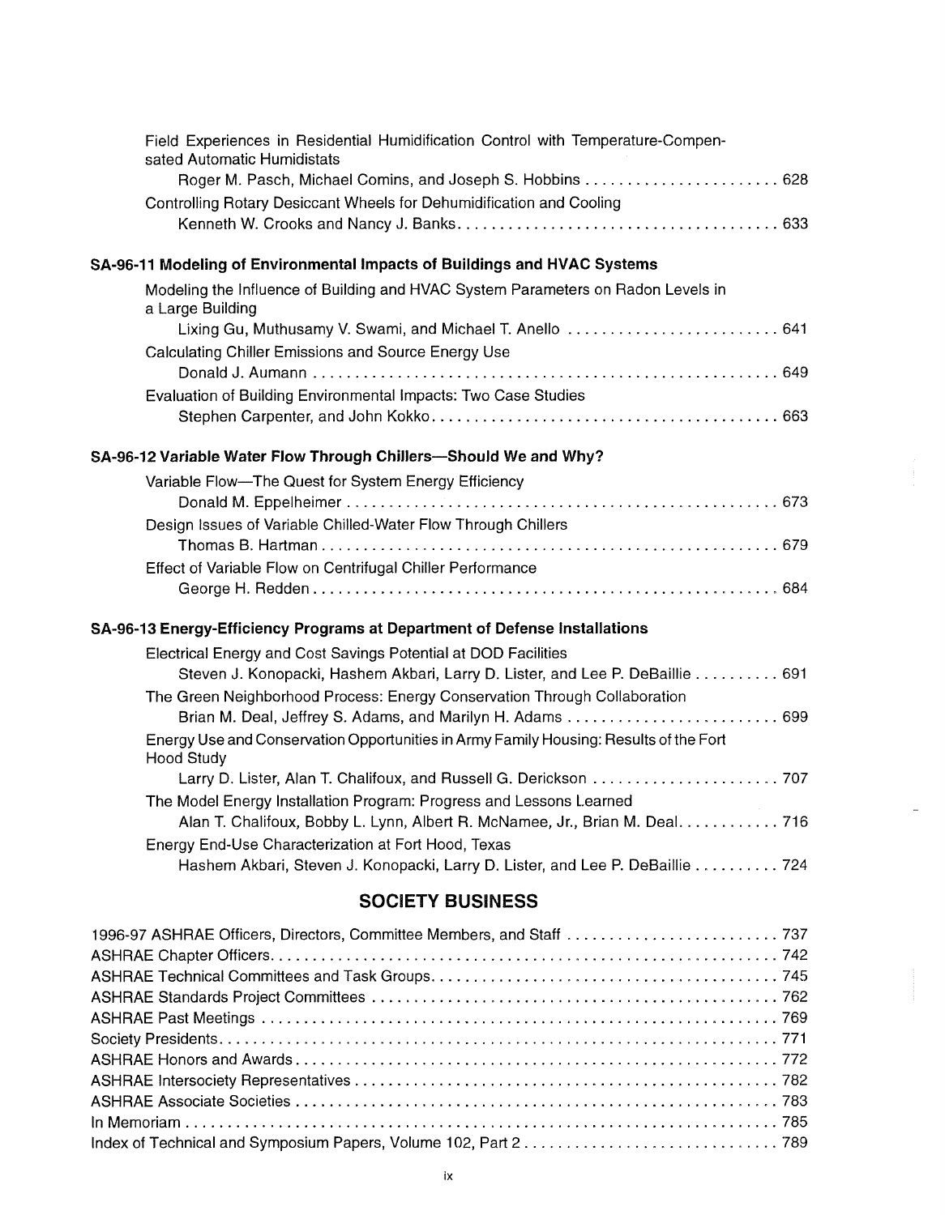Field Experiences in Residential Humidification Control with Temperature-Compensated Automatic Humidistats
Roger M. Pasch, Michael Comins, and Joseph S. Hobbins ........................ 628

Controlling Rotary Desiccant Wheels for Dehumidification and Cooling
Kenneth W. Crooks and Nancy J. Banks...................................... 633

**SA-96-11 Modeling of Environmental Impacts of Buildings and HVAC Systems**

Modeling the Influence of Building and HVAC System Parameters on Radon Levels in a Large Building
Lixing Gu, Muthusamy V. Swami, and Michael T. Anello .......................... 641

Calculating Chiller Emissions and Source Energy Use
Donald J. Aumann ........................................................ 649

Evaluation of Building Environmental Impacts: Two Case Studies
Stephen Carpenter, and John Kokko......................................... 663

**SA-96-12 Variable Water Flow Through Chillers—Should We and Why?**

Variable Flow—The Quest for System Energy Efficiency
Donald M. Eppelheimer ................................................... 673

Design Issues of Variable Chilled-Water Flow Through Chillers
Thomas B. Hartman....................................................... 679

Effect of Variable Flow on Centrifugal Chiller Performance
George H. Redden ........................................................ 684

**SA-96-13 Energy-Efficiency Programs at Department of Defense Installations**

Electrical Energy and Cost Savings Potential at DOD Facilities
Steven J. Konopacki, Hashem Akbari, Larry D. Lister, and Lee P. DeBaillie .......... 691

The Green Neighborhood Process: Energy Conservation Through Collaboration
Brian M. Deal, Jeffrey S. Adams, and Marilyn H. Adams ......................... 699

Energy Use and Conservation Opportunities in Army Family Housing: Results of the Fort Hood Study
Larry D. Lister, Alan T. Chalifoux, and Russell G. Derickson ...................... 707

The Model Energy Installation Program: Progress and Lessons Learned
Alan T. Chalifoux, Bobby L. Lynn, Albert R. McNamee, Jr., Brian M. Deal............ 716

Energy End-Use Characterization at Fort Hood, Texas
Hashem Akbari, Steven J. Konopacki, Larry D. Lister, and Lee P. DeBaillie .......... 724

## SOCIETY BUSINESS

1996-97 ASHRAE Officers, Directors, Committee Members, and Staff ......................... 737
ASHRAE Chapter Officers.................................................................. 742
ASHRAE Technical Committees and Task Groups.......................................... 745
ASHRAE Standards Project Committees .................................................. 762
ASHRAE Past Meetings .................................................................. 769
Society Presidents....................................................................... 771
ASHRAE Honors and Awards.............................................................. 772
ASHRAE Intersociety Representatives .................................................... 782
ASHRAE Associate Societies ............................................................ 783
In Memoriam ........................................................................... 785
Index of Technical and Symposium Papers, Volume 102, Part 2 .............................. 789